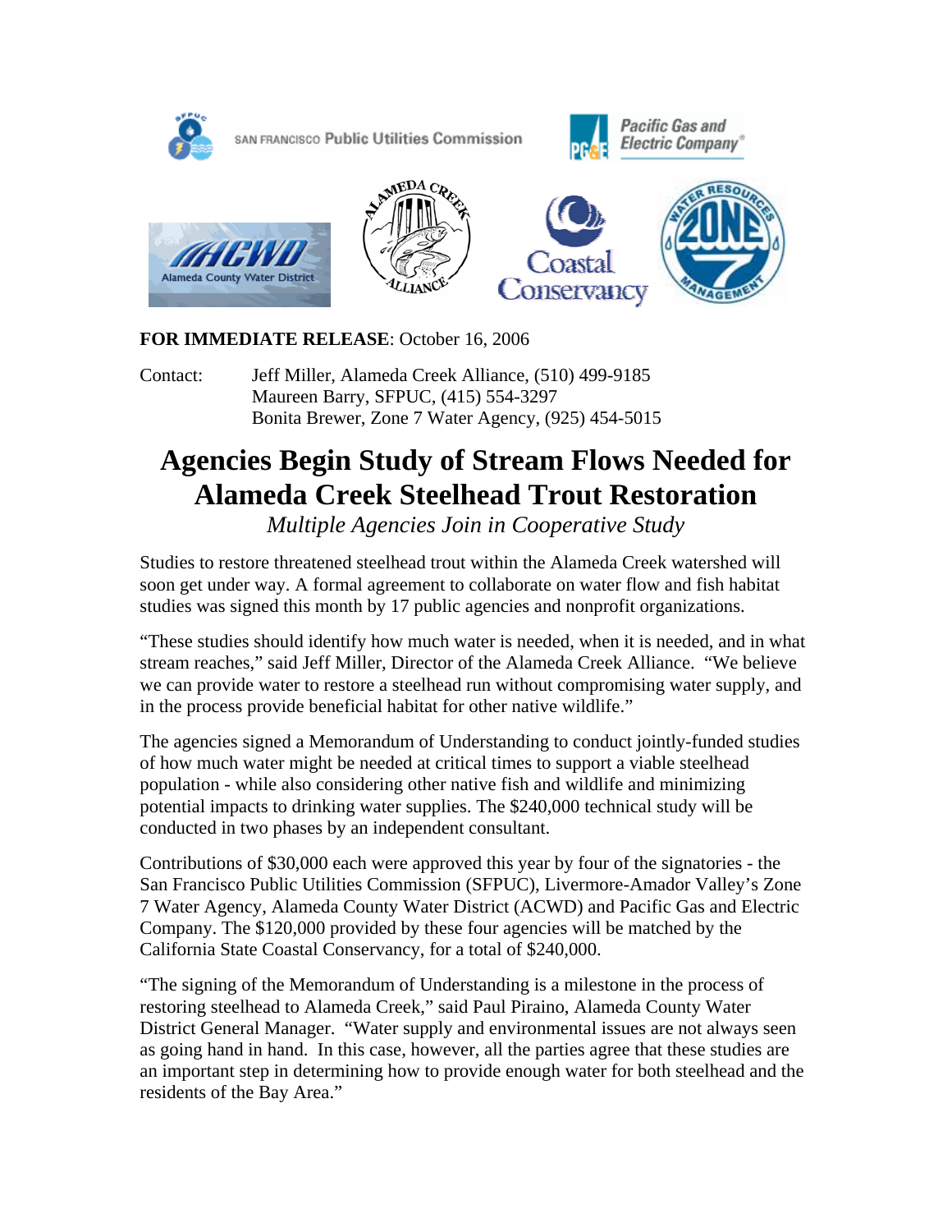**FOR IMMEDIATE RELEASE**: October 16, 2006

Contact: Jeff Miller, Alameda Creek Alliance, (510) 499-9185
Maureen Barry, SFPUC, (415) 554-3297
Bonita Brewer, Zone 7 Water Agency, (925) 454-5015

# Agencies Begin Study of Stream Flows Needed for Alameda Creek Steelhead Trout Restoration

*Multiple Agencies Join in Cooperative Study*

Studies to restore threatened steelhead trout within the Alameda Creek watershed will soon get under way. A formal agreement to collaborate on water flow and fish habitat studies was signed this month by 17 public agencies and nonprofit organizations.

"These studies should identify how much water is needed, when it is needed, and in what stream reaches," said Jeff Miller, Director of the Alameda Creek Alliance. "We believe we can provide water to restore a steelhead run without compromising water supply, and in the process provide beneficial habitat for other native wildlife."

The agencies signed a Memorandum of Understanding to conduct jointly-funded studies of how much water might be needed at critical times to support a viable steelhead population - while also considering other native fish and wildlife and minimizing potential impacts to drinking water supplies. The $240,000 technical study will be conducted in two phases by an independent consultant.

Contributions of $30,000 each were approved this year by four of the signatories - the San Francisco Public Utilities Commission (SFPUC), Livermore-Amador Valley's Zone 7 Water Agency, Alameda County Water District (ACWD) and Pacific Gas and Electric Company. The $120,000 provided by these four agencies will be matched by the California State Coastal Conservancy, for a total of $240,000.

"The signing of the Memorandum of Understanding is a milestone in the process of restoring steelhead to Alameda Creek," said Paul Piraino, Alameda County Water District General Manager. "Water supply and environmental issues are not always seen as going hand in hand. In this case, however, all the parties agree that these studies are an important step in determining how to provide enough water for both steelhead and the residents of the Bay Area."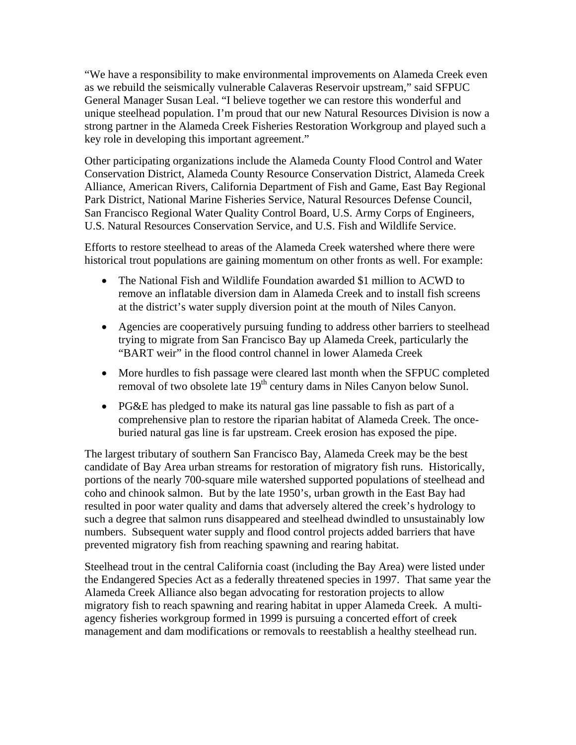"We have a responsibility to make environmental improvements on Alameda Creek even as we rebuild the seismically vulnerable Calaveras Reservoir upstream," said SFPUC General Manager Susan Leal. "I believe together we can restore this wonderful and unique steelhead population. I'm proud that our new Natural Resources Division is now a strong partner in the Alameda Creek Fisheries Restoration Workgroup and played such a key role in developing this important agreement."

Other participating organizations include the Alameda County Flood Control and Water Conservation District, Alameda County Resource Conservation District, Alameda Creek Alliance, American Rivers, California Department of Fish and Game, East Bay Regional Park District, National Marine Fisheries Service, Natural Resources Defense Council, San Francisco Regional Water Quality Control Board, U.S. Army Corps of Engineers, U.S. Natural Resources Conservation Service, and U.S. Fish and Wildlife Service.

Efforts to restore steelhead to areas of the Alameda Creek watershed where there were historical trout populations are gaining momentum on other fronts as well. For example:

- The National Fish and Wildlife Foundation awarded $1 million to ACWD to remove an inflatable diversion dam in Alameda Creek and to install fish screens at the district's water supply diversion point at the mouth of Niles Canyon.
- Agencies are cooperatively pursuing funding to address other barriers to steelhead trying to migrate from San Francisco Bay up Alameda Creek, particularly the "BART weir" in the flood control channel in lower Alameda Creek
- More hurdles to fish passage were cleared last month when the SFPUC completed removal of two obsolete late 19th century dams in Niles Canyon below Sunol.
- PG&E has pledged to make its natural gas line passable to fish as part of a comprehensive plan to restore the riparian habitat of Alameda Creek. The once-buried natural gas line is far upstream. Creek erosion has exposed the pipe.

The largest tributary of southern San Francisco Bay, Alameda Creek may be the best candidate of Bay Area urban streams for restoration of migratory fish runs. Historically, portions of the nearly 700-square mile watershed supported populations of steelhead and coho and chinook salmon. But by the late 1950's, urban growth in the East Bay had resulted in poor water quality and dams that adversely altered the creek's hydrology to such a degree that salmon runs disappeared and steelhead dwindled to unsustainably low numbers. Subsequent water supply and flood control projects added barriers that have prevented migratory fish from reaching spawning and rearing habitat.

Steelhead trout in the central California coast (including the Bay Area) were listed under the Endangered Species Act as a federally threatened species in 1997. That same year the Alameda Creek Alliance also began advocating for restoration projects to allow migratory fish to reach spawning and rearing habitat in upper Alameda Creek. A multi-agency fisheries workgroup formed in 1999 is pursuing a concerted effort of creek management and dam modifications or removals to reestablish a healthy steelhead run.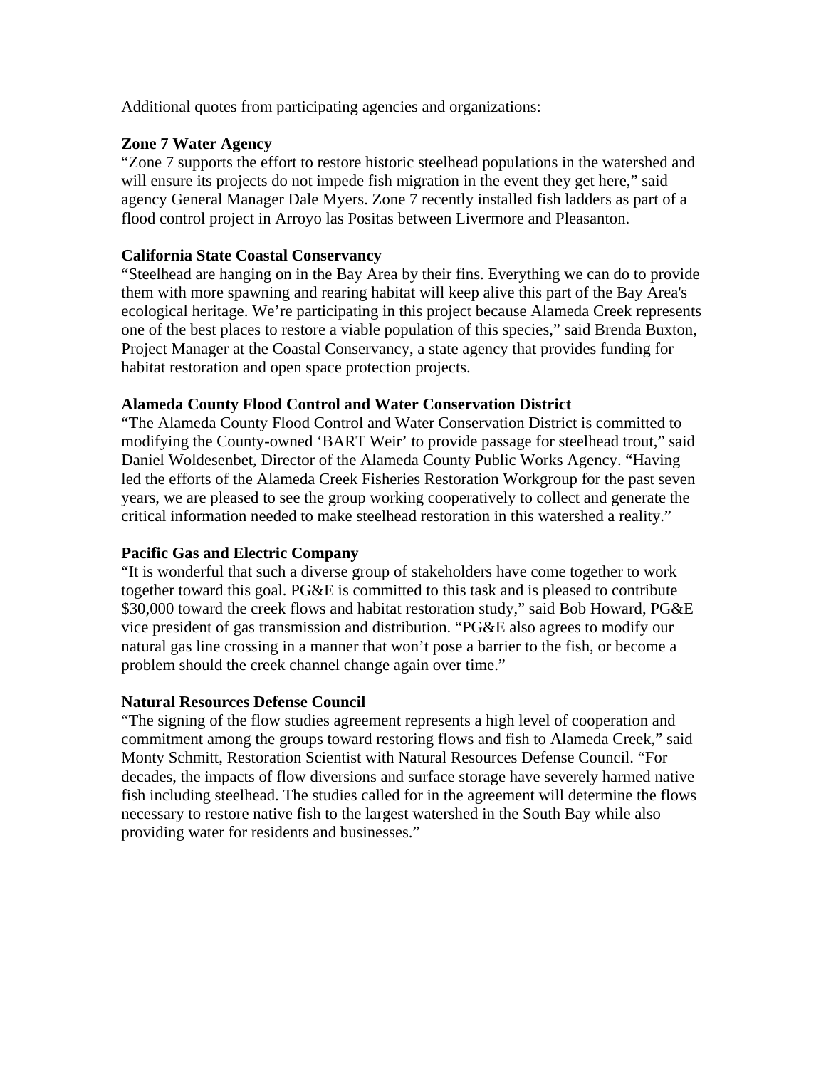Additional quotes from participating agencies and organizations:

**Zone 7 Water Agency**
"Zone 7 supports the effort to restore historic steelhead populations in the watershed and will ensure its projects do not impede fish migration in the event they get here," said agency General Manager Dale Myers. Zone 7 recently installed fish ladders as part of a flood control project in Arroyo las Positas between Livermore and Pleasanton.

**California State Coastal Conservancy**
"Steelhead are hanging on in the Bay Area by their fins. Everything we can do to provide them with more spawning and rearing habitat will keep alive this part of the Bay Area's ecological heritage. We're participating in this project because Alameda Creek represents one of the best places to restore a viable population of this species," said Brenda Buxton, Project Manager at the Coastal Conservancy, a state agency that provides funding for habitat restoration and open space protection projects.

**Alameda County Flood Control and Water Conservation District**
"The Alameda County Flood Control and Water Conservation District is committed to modifying the County-owned 'BART Weir' to provide passage for steelhead trout," said Daniel Woldesenbet, Director of the Alameda County Public Works Agency. "Having led the efforts of the Alameda Creek Fisheries Restoration Workgroup for the past seven years, we are pleased to see the group working cooperatively to collect and generate the critical information needed to make steelhead restoration in this watershed a reality."

**Pacific Gas and Electric Company**
"It is wonderful that such a diverse group of stakeholders have come together to work together toward this goal. PG&E is committed to this task and is pleased to contribute $30,000 toward the creek flows and habitat restoration study," said Bob Howard, PG&E vice president of gas transmission and distribution. "PG&E also agrees to modify our natural gas line crossing in a manner that won't pose a barrier to the fish, or become a problem should the creek channel change again over time."

**Natural Resources Defense Council**
"The signing of the flow studies agreement represents a high level of cooperation and commitment among the groups toward restoring flows and fish to Alameda Creek," said Monty Schmitt, Restoration Scientist with Natural Resources Defense Council. "For decades, the impacts of flow diversions and surface storage have severely harmed native fish including steelhead. The studies called for in the agreement will determine the flows necessary to restore native fish to the largest watershed in the South Bay while also providing water for residents and businesses."